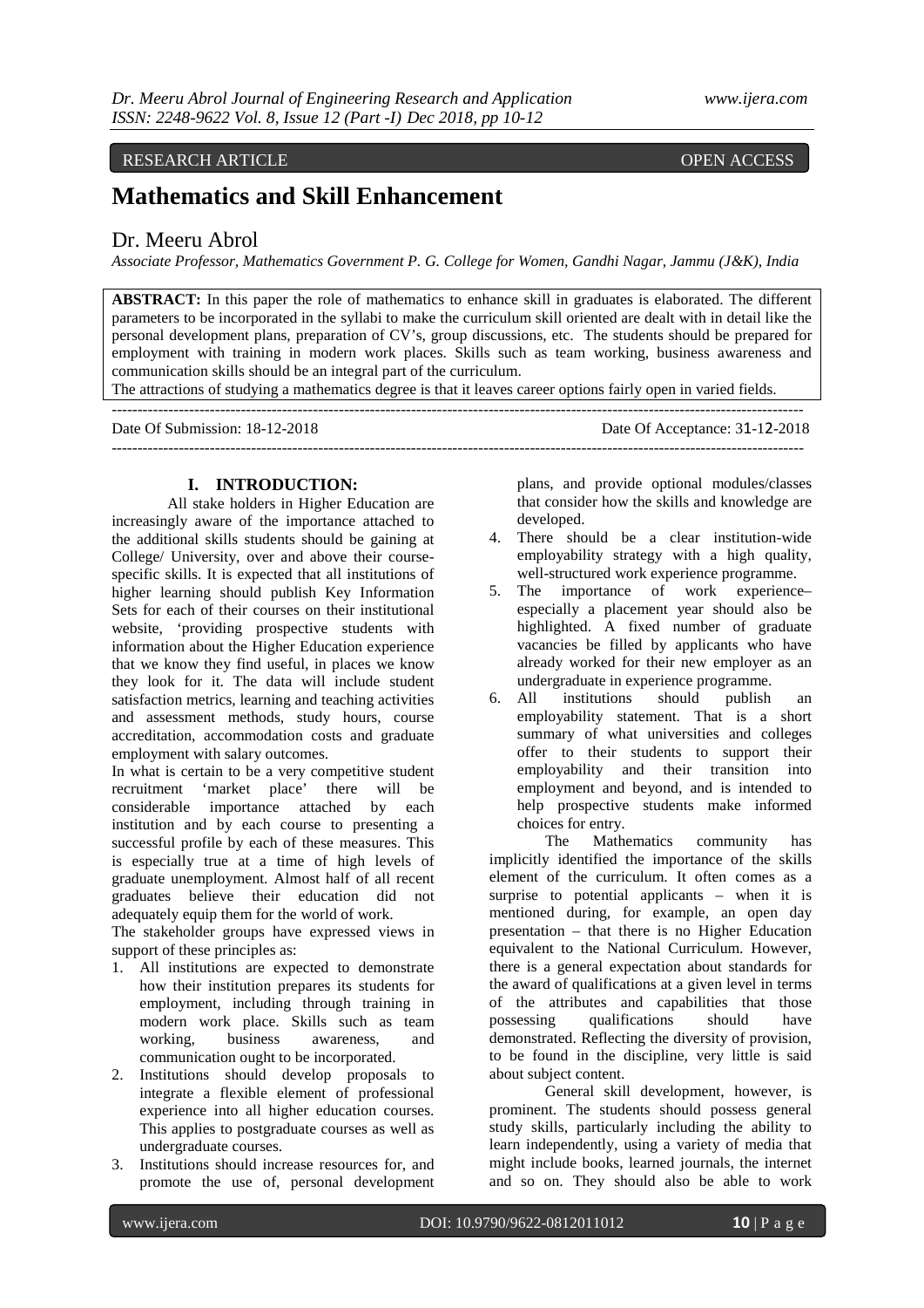RESEARCH ARTICLE OPEN ACCESS

# Mathematics and Skill Enhancement

Dr. Meeru Abrol

*Associate Professor, Mathematics Government P. G. College for Women, Gandhi Nagar, Jammu (J&K), India*

**ABSTRACT:** In this paper the role of mathematics to enhance skill in graduates is elaborated. The different parameters to be incorporated in the syllabi to make the curriculum skill oriented are dealt with in detail like the personal development plans, preparation of CV's, group discussions, etc. The students should be prepared for employment with training in modern work places. Skills such as team working, business awareness and communication skills should be an integral part of the curriculum.

The attractions of studying a mathematics degree is that it leaves career options fairly open in varied fields.

---

Date Of Submission: 18-12-2018 Date Of Acceptance: 31-12-2018

---

## I. INTRODUCTION:

All stake holders in Higher Education are increasingly aware of the importance attached to the additional skills students should be gaining at College/ University, over and above their course-specific skills. It is expected that all institutions of higher learning should publish Key Information Sets for each of their courses on their institutional website, 'providing prospective students with information about the Higher Education experience that we know they find useful, in places we know they look for it. The data will include student satisfaction metrics, learning and teaching activities and assessment methods, study hours, course accreditation, accommodation costs and graduate employment with salary outcomes.

In what is certain to be a very competitive student recruitment 'market place' there will be considerable importance attached by each institution and by each course to presenting a successful profile by each of these measures. This is especially true at a time of high levels of graduate unemployment. Almost half of all recent graduates believe their education did not adequately equip them for the world of work.

The stakeholder groups have expressed views in support of these principles as:

1. All institutions are expected to demonstrate how their institution prepares its students for employment, including through training in modern work place. Skills such as team working, business awareness, and communication ought to be incorporated.
2. Institutions should develop proposals to integrate a flexible element of professional experience into all higher education courses. This applies to postgraduate courses as well as undergraduate courses.
3. Institutions should increase resources for, and promote the use of, personal development plans, and provide optional modules/classes that consider how the skills and knowledge are developed.
4. There should be a clear institution-wide employability strategy with a high quality, well-structured work experience programme.
5. The importance of work experience– especially a placement year should also be highlighted. A fixed number of graduate vacancies be filled by applicants who have already worked for their new employer as an undergraduate in experience programme.
6. All institutions should publish an employability statement. That is a short summary of what universities and colleges offer to their students to support their employability and their transition into employment and beyond, and is intended to help prospective students make informed choices for entry.

The Mathematics community has implicitly identified the importance of the skills element of the curriculum. It often comes as a surprise to potential applicants – when it is mentioned during, for example, an open day presentation – that there is no Higher Education equivalent to the National Curriculum. However, there is a general expectation about standards for the award of qualifications at a given level in terms of the attributes and capabilities that those possessing qualifications should have demonstrated. Reflecting the diversity of provision, to be found in the discipline, very little is said about subject content.

General skill development, however, is prominent. The students should possess general study skills, particularly including the ability to learn independently, using a variety of media that might include books, learned journals, the internet and so on. They should also be able to work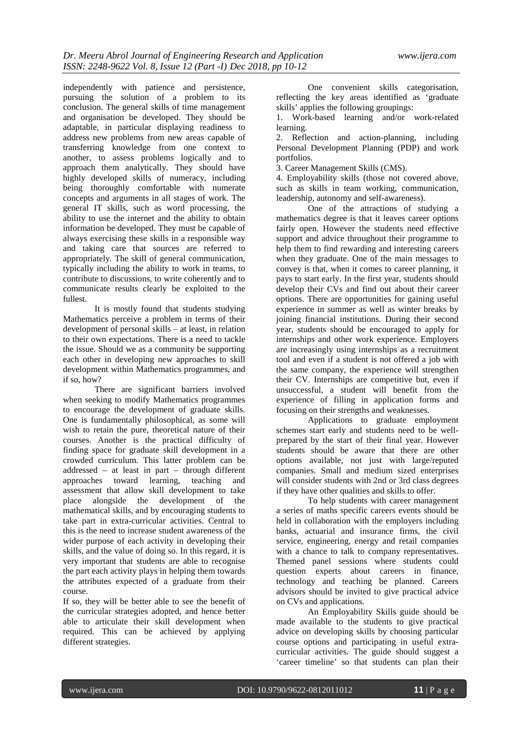independently with patience and persistence, pursuing the solution of a problem to its conclusion. The general skills of time management and organisation be developed. They should be adaptable, in particular displaying readiness to address new problems from new areas capable of transferring knowledge from one context to another, to assess problems logically and to approach them analytically. They should have highly developed skills of numeracy, including being thoroughly comfortable with numerate concepts and arguments in all stages of work. The general IT skills, such as word processing, the ability to use the internet and the ability to obtain information be developed. They must be capable of always exercising these skills in a responsible way and taking care that sources are referred to appropriately. The skill of general communication, typically including the ability to work in teams, to contribute to discussions, to write coherently and to communicate results clearly be exploited to the fullest.

It is mostly found that students studying Mathematics perceive a problem in terms of their development of personal skills – at least, in relation to their own expectations. There is a need to tackle the issue. Should we as a community be supporting each other in developing new approaches to skill development within Mathematics programmes, and if so, how?

There are significant barriers involved when seeking to modify Mathematics programmes to encourage the development of graduate skills. One is fundamentally philosophical, as some will wish to retain the pure, theoretical nature of their courses. Another is the practical difficulty of finding space for graduate skill development in a crowded curriculum. This latter problem can be addressed – at least in part – through different approaches toward learning, teaching and assessment that allow skill development to take place alongside the development of the mathematical skills, and by encouraging students to take part in extra-curricular activities. Central to this is the need to increase student awareness of the wider purpose of each activity in developing their skills, and the value of doing so. In this regard, it is very important that students are able to recognise the part each activity plays in helping them towards the attributes expected of a graduate from their course.

If so, they will be better able to see the benefit of the curricular strategies adopted, and hence better able to articulate their skill development when required. This can be achieved by applying different strategies.

One convenient skills categorisation, reflecting the key areas identified as 'graduate skills' applies the following groupings:

1. Work-based learning and/or work-related learning.
2. Reflection and action-planning, including Personal Development Planning (PDP) and work portfolios.
3. Career Management Skills (CMS).
4. Employability skills (those not covered above, such as skills in team working, communication, leadership, autonomy and self-awareness).

One of the attractions of studying a mathematics degree is that it leaves career options fairly open. However the students need effective support and advice throughout their programme to help them to find rewarding and interesting careers when they graduate. One of the main messages to convey is that, when it comes to career planning, it pays to start early. In the first year, students should develop their CVs and find out about their career options. There are opportunities for gaining useful experience in summer as well as winter breaks by joining financial institutions. During their second year, students should be encouraged to apply for internships and other work experience. Employers are increasingly using internships as a recruitment tool and even if a student is not offered a job with the same company, the experience will strengthen their CV. Internships are competitive but, even if unsuccessful, a student will benefit from the experience of filling in application forms and focusing on their strengths and weaknesses.

Applications to graduate employment schemes start early and students need to be well-prepared by the start of their final year. However students should be aware that there are other options available, not just with large/reputed companies. Small and medium sized enterprises will consider students with 2nd or 3rd class degrees if they have other qualities and skills to offer.

To help students with career management a series of maths specific careers events should be held in collaboration with the employers including banks, actuarial and insurance firms, the civil service, engineering, energy and retail companies with a chance to talk to company representatives. Themed panel sessions where students could question experts about careers in finance, technology and teaching be planned. Careers advisors should be invited to give practical advice on CVs and applications.

An Employability Skills guide should be made available to the students to give practical advice on developing skills by choosing particular course options and participating in useful extra-curricular activities. The guide should suggest a 'career timeline' so that students can plan their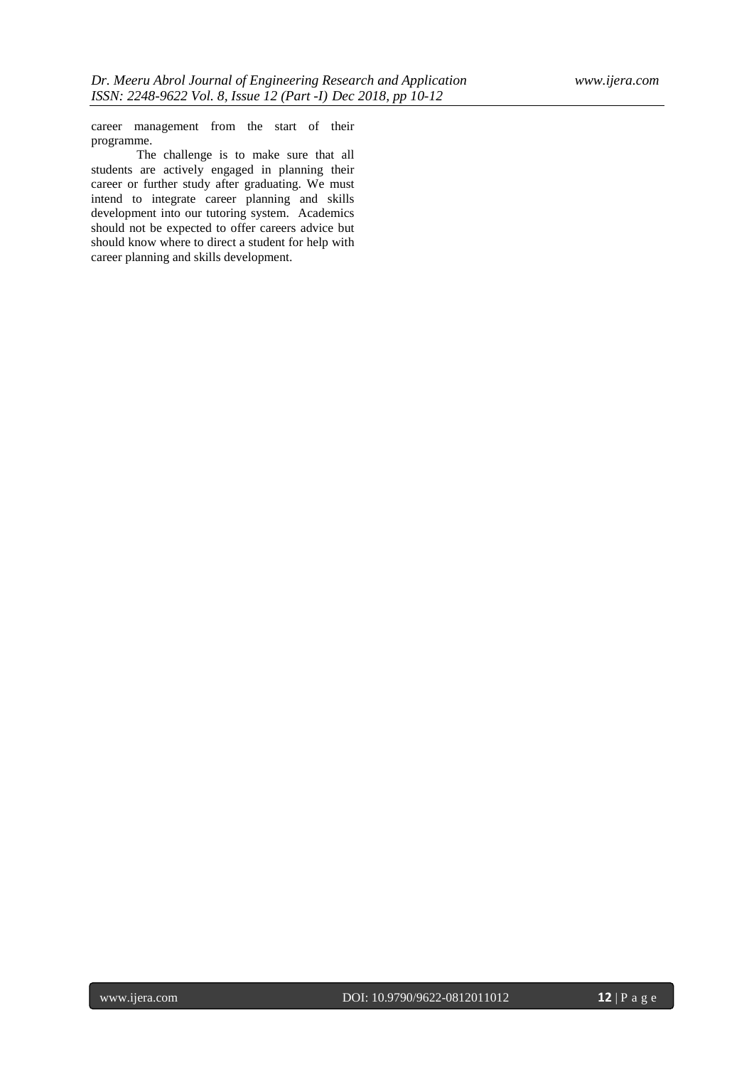career management from the start of their programme.

The challenge is to make sure that all students are actively engaged in planning their career or further study after graduating. We must intend to integrate career planning and skills development into our tutoring system. Academics should not be expected to offer careers advice but should know where to direct a student for help with career planning and skills development.